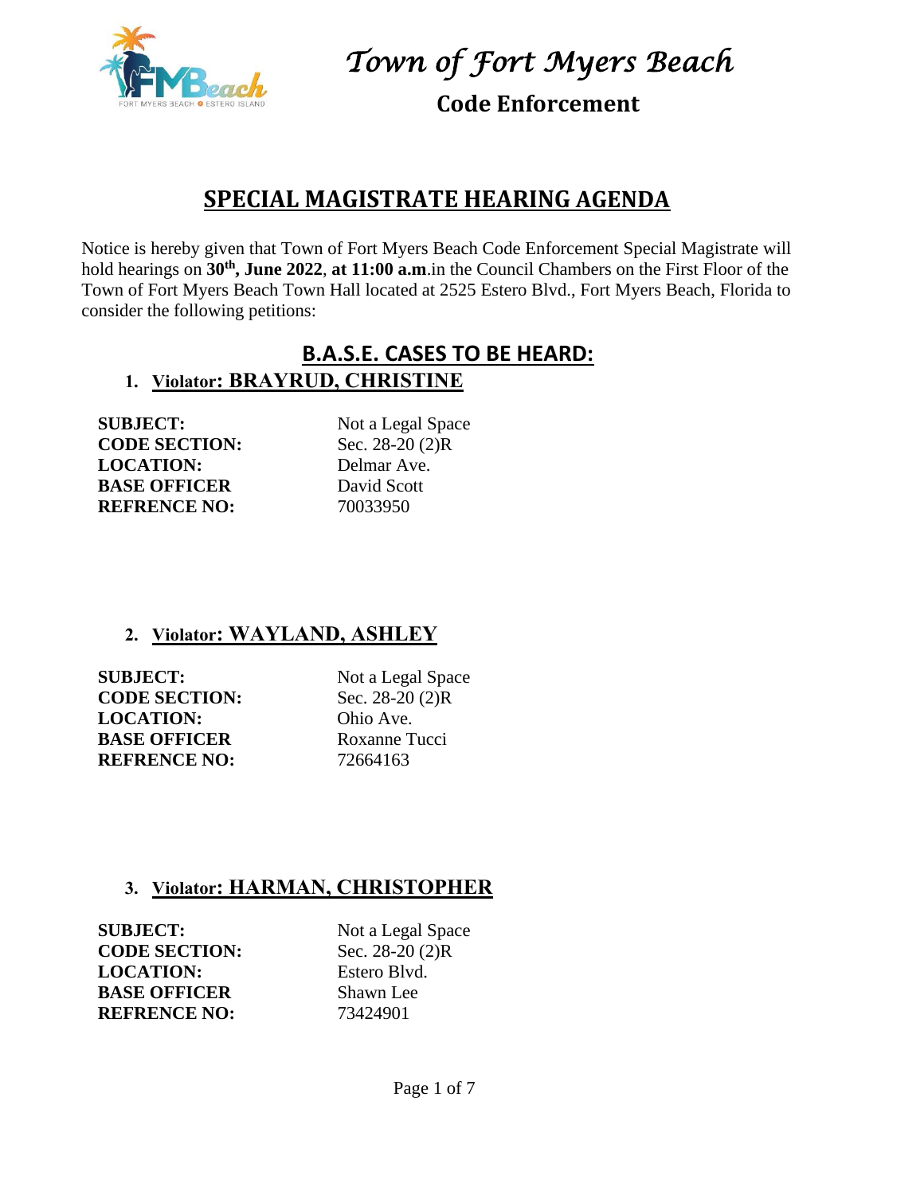# Town of Fort Myers Beach

## Code Enforcement

## SPECIAL MAGISTRATE HEARING AGENDA

Notice is hereby given that Town of Fort Myers Beach Code Enforcement Special Magistrate will hold hearings on **30th, June 2022**, **at 11:00 a.m**.in the Council Chambers on the First Floor of the Town of Fort Myers Beach Town Hall located at 2525 Estero Blvd., Fort Myers Beach, Florida to consider the following petitions:

## B.A.S.E. CASES TO BE HEARD:

### 1. Violator: BRAYRUD, CHRISTINE

**SUBJECT:** Not a Legal Space
**CODE SECTION:** Sec. 28-20 (2)R
**LOCATION:** Delmar Ave.
**BASE OFFICER** David Scott
**REFRENCE NO:** 70033950

### 2. Violator: WAYLAND, ASHLEY

**SUBJECT:** Not a Legal Space
**CODE SECTION:** Sec. 28-20 (2)R
**LOCATION:** Ohio Ave.
**BASE OFFICER** Roxanne Tucci
**REFRENCE NO:** 72664163

### 3. Violator: HARMAN, CHRISTOPHER

**SUBJECT:** Not a Legal Space
**CODE SECTION:** Sec. 28-20 (2)R
**LOCATION:** Estero Blvd.
**BASE OFFICER** Shawn Lee
**REFRENCE NO:** 73424901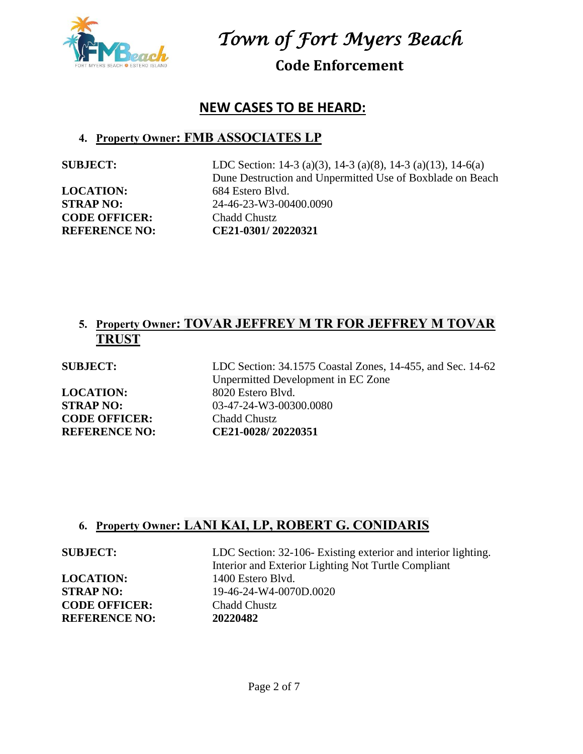# *Town of Fort Myers Beach*

## Code Enforcement

## NEW CASES TO BE HEARD:

4. **Property Owner: FMB ASSOCIATES LP**

**SUBJECT:** LDC Section: 14-3 (a)(3), 14-3 (a)(8), 14-3 (a)(13), 14-6(a)
Dune Destruction and Unpermitted Use of Boxblade on Beach
**LOCATION:** 684 Estero Blvd.
**STRAP NO:** 24-46-23-W3-00400.0090
**CODE OFFICER:** Chadd Chustz
**REFERENCE NO:** **CE21-0301/ 20220321**

5. **Property Owner: TOVAR JEFFREY M TR FOR JEFFREY M TOVAR TRUST**

**SUBJECT:** LDC Section: 34.1575 Coastal Zones, 14-455, and Sec. 14-62
Unpermitted Development in EC Zone
**LOCATION:** 8020 Estero Blvd.
**STRAP NO:** 03-47-24-W3-00300.0080
**CODE OFFICER:** Chadd Chustz
**REFERENCE NO:** **CE21-0028/ 20220351**

6. **Property Owner: LANI KAI, LP, ROBERT G. CONIDARIS**

**SUBJECT:** LDC Section: 32-106- Existing exterior and interior lighting.
Interior and Exterior Lighting Not Turtle Compliant
**LOCATION:** 1400 Estero Blvd.
**STRAP NO:** 19-46-24-W4-0070D.0020
**CODE OFFICER:** Chadd Chustz
**REFERENCE NO:** **20220482**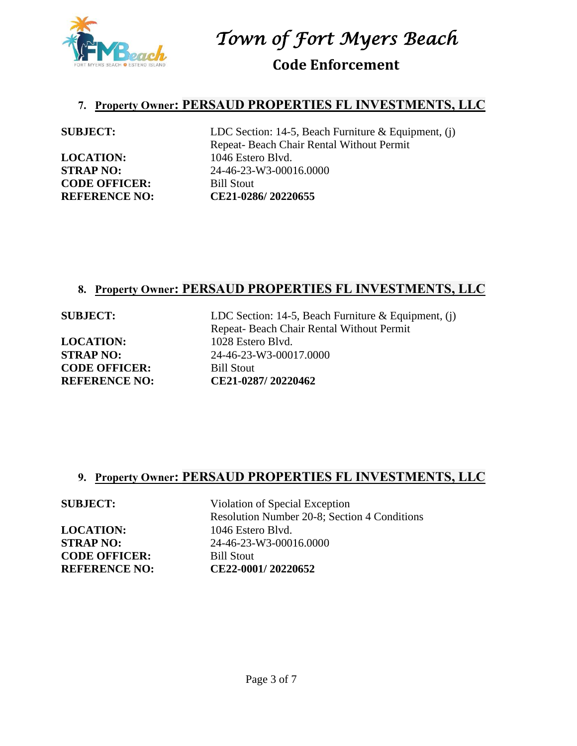# Town of Fort Myers Beach

## Code Enforcement

### 7. Property Owner: PERSAUD PROPERTIES FL INVESTMENTS, LLC

**SUBJECT:** LDC Section: 14-5, Beach Furniture & Equipment, (j) Repeat- Beach Chair Rental Without Permit

**LOCATION:** 1046 Estero Blvd.

**STRAP NO:** 24-46-23-W3-00016.0000

**CODE OFFICER:** Bill Stout

**REFERENCE NO:** **CE21-0286/ 20220655**

### 8. Property Owner: PERSAUD PROPERTIES FL INVESTMENTS, LLC

**SUBJECT:** LDC Section: 14-5, Beach Furniture & Equipment, (j) Repeat- Beach Chair Rental Without Permit

**LOCATION:** 1028 Estero Blvd.

**STRAP NO:** 24-46-23-W3-00017.0000

**CODE OFFICER:** Bill Stout

**REFERENCE NO:** **CE21-0287/ 20220462**

### 9. Property Owner: PERSAUD PROPERTIES FL INVESTMENTS, LLC

**SUBJECT:** Violation of Special Exception Resolution Number 20-8; Section 4 Conditions

**LOCATION:** 1046 Estero Blvd.

**STRAP NO:** 24-46-23-W3-00016.0000

**CODE OFFICER:** Bill Stout

**REFERENCE NO:** **CE22-0001/ 20220652**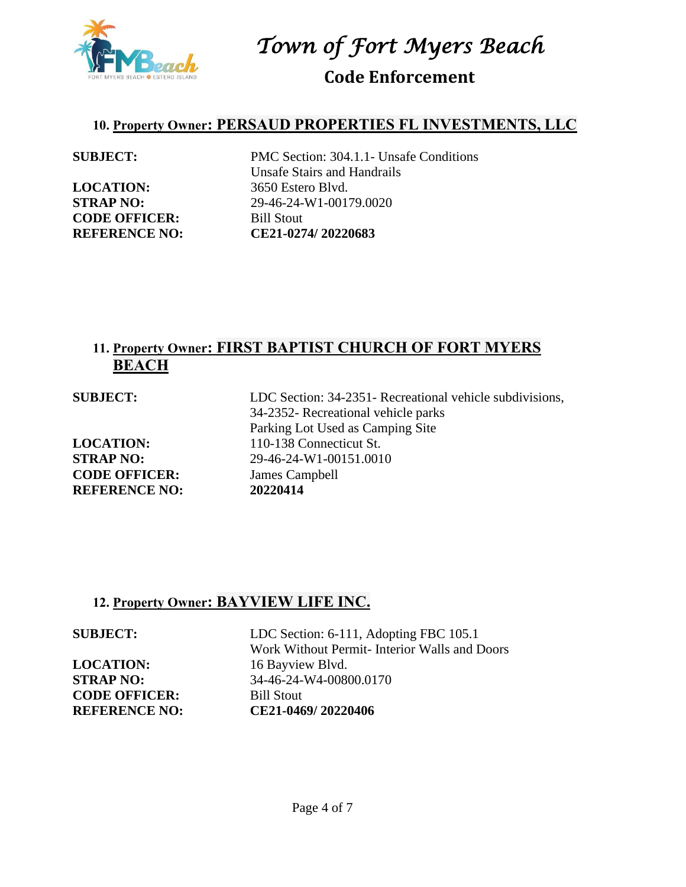# Town of Fort Myers Beach

## Code Enforcement

### 10. Property Owner: PERSAUD PROPERTIES FL INVESTMENTS, LLC

| | |
|---|---|
| **SUBJECT:** | PMC Section: 304.1.1- Unsafe Conditions<br>Unsafe Stairs and Handrails |
| **LOCATION:** | 3650 Estero Blvd. |
| **STRAP NO:** | 29-46-24-W1-00179.0020 |
| **CODE OFFICER:** | Bill Stout |
| **REFERENCE NO:** | **CE21-0274/ 20220683** |

### 11. Property Owner: FIRST BAPTIST CHURCH OF FORT MYERS BEACH

| | |
|---|---|
| **SUBJECT:** | LDC Section: 34-2351- Recreational vehicle subdivisions,<br>34-2352- Recreational vehicle parks<br>Parking Lot Used as Camping Site |
| **LOCATION:** | 110-138 Connecticut St. |
| **STRAP NO:** | 29-46-24-W1-00151.0010 |
| **CODE OFFICER:** | James Campbell |
| **REFERENCE NO:** | **20220414** |

### 12. Property Owner: BAYVIEW LIFE INC.

| | |
|---|---|
| **SUBJECT:** | LDC Section: 6-111, Adopting FBC 105.1<br>Work Without Permit- Interior Walls and Doors |
| **LOCATION:** | 16 Bayview Blvd. |
| **STRAP NO:** | 34-46-24-W4-00800.0170 |
| **CODE OFFICER:** | Bill Stout |
| **REFERENCE NO:** | **CE21-0469/ 20220406** |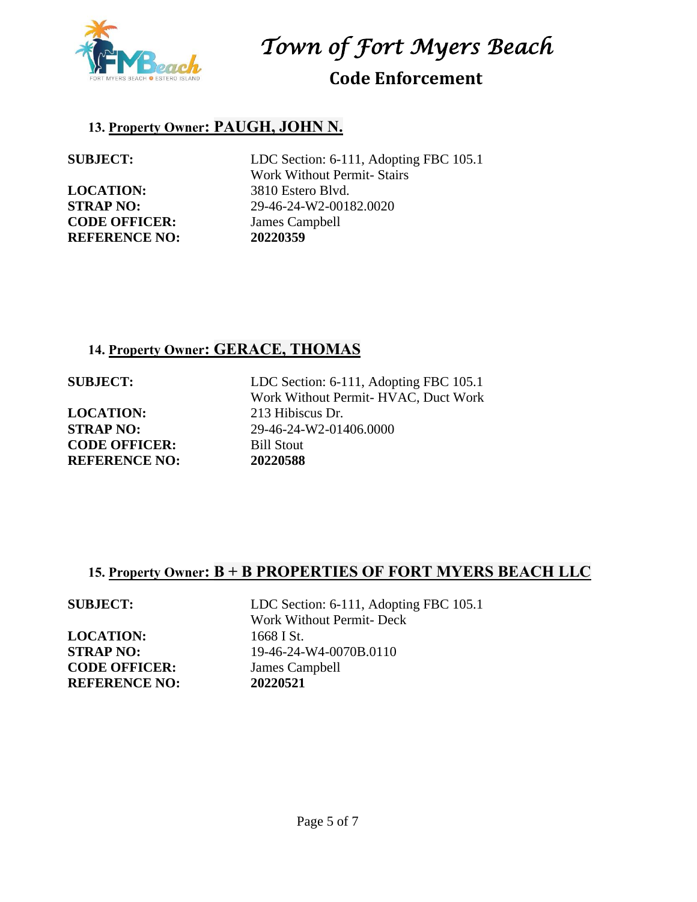# *Town of Fort Myers Beach*

## Code Enforcement

### 13. Property Owner: PAUGH, JOHN N.

**SUBJECT:** LDC Section: 6-111, Adopting FBC 105.1
Work Without Permit- Stairs

**LOCATION:** 3810 Estero Blvd.

**STRAP NO:** 29-46-24-W2-00182.0020

**CODE OFFICER:** James Campbell

**REFERENCE NO:** **20220359**

### 14. Property Owner: GERACE, THOMAS

**SUBJECT:** LDC Section: 6-111, Adopting FBC 105.1
Work Without Permit- HVAC, Duct Work

**LOCATION:** 213 Hibiscus Dr.

**STRAP NO:** 29-46-24-W2-01406.0000

**CODE OFFICER:** Bill Stout

**REFERENCE NO:** **20220588**

### 15. Property Owner: B + B PROPERTIES OF FORT MYERS BEACH LLC

**SUBJECT:** LDC Section: 6-111, Adopting FBC 105.1
Work Without Permit- Deck

**LOCATION:** 1668 I St.

**STRAP NO:** 19-46-24-W4-0070B.0110

**CODE OFFICER:** James Campbell

**REFERENCE NO:** **20220521**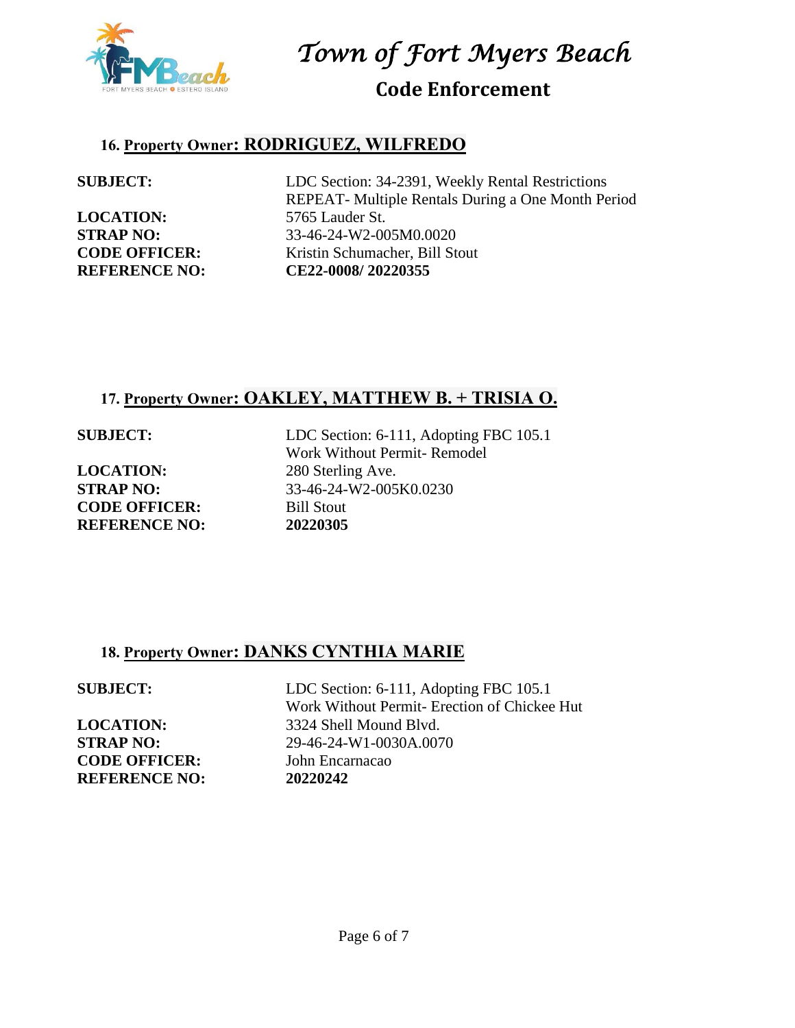# Town of Fort Myers Beach

## Code Enforcement

### 16. Property Owner: RODRIGUEZ, WILFREDO

**SUBJECT:** LDC Section: 34-2391, Weekly Rental Restrictions
REPEAT- Multiple Rentals During a One Month Period

**LOCATION:** 5765 Lauder St.

**STRAP NO:** 33-46-24-W2-005M0.0020

**CODE OFFICER:** Kristin Schumacher, Bill Stout

**REFERENCE NO:** **CE22-0008/ 20220355**

### 17. Property Owner: OAKLEY, MATTHEW B. + TRISIA O.

**SUBJECT:** LDC Section: 6-111, Adopting FBC 105.1
Work Without Permit- Remodel

**LOCATION:** 280 Sterling Ave.

**STRAP NO:** 33-46-24-W2-005K0.0230

**CODE OFFICER:** Bill Stout

**REFERENCE NO:** **20220305**

### 18. Property Owner: DANKS CYNTHIA MARIE

**SUBJECT:** LDC Section: 6-111, Adopting FBC 105.1
Work Without Permit- Erection of Chickee Hut

**LOCATION:** 3324 Shell Mound Blvd.

**STRAP NO:** 29-46-24-W1-0030A.0070

**CODE OFFICER:** John Encarnacao

**REFERENCE NO:** **20220242**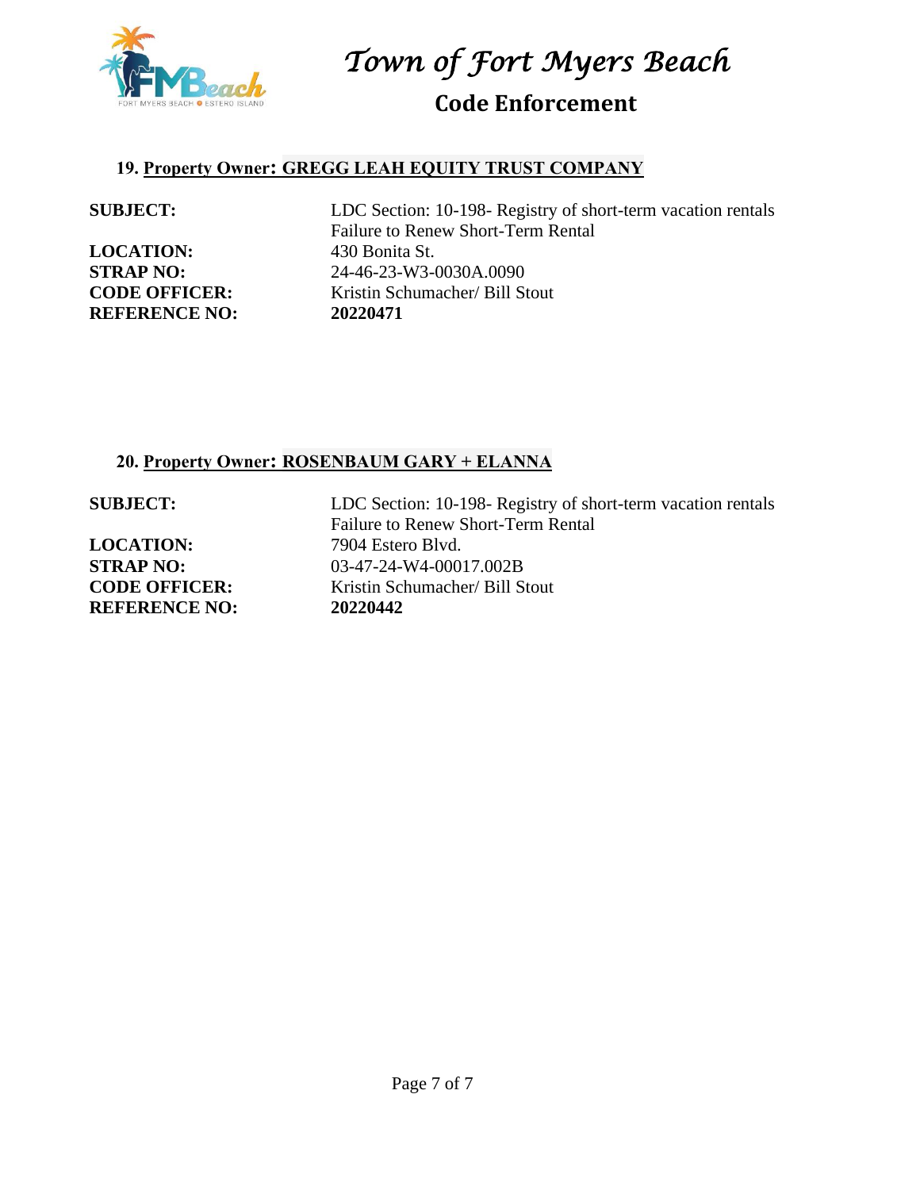# *Town of Fort Myers Beach*

## Code Enforcement

**19. Property Owner: GREGG LEAH EQUITY TRUST COMPANY**

| | |
|---|---|
| **SUBJECT:** | LDC Section: 10-198- Registry of short-term vacation rentals Failure to Renew Short-Term Rental |
| **LOCATION:** | 430 Bonita St. |
| **STRAP NO:** | 24-46-23-W3-0030A.0090 |
| **CODE OFFICER:** | Kristin Schumacher/ Bill Stout |
| **REFERENCE NO:** | **20220471** |

**20. Property Owner: ROSENBAUM GARY + ELANNA**

| | |
|---|---|
| **SUBJECT:** | LDC Section: 10-198- Registry of short-term vacation rentals Failure to Renew Short-Term Rental |
| **LOCATION:** | 7904 Estero Blvd. |
| **STRAP NO:** | 03-47-24-W4-00017.002B |
| **CODE OFFICER:** | Kristin Schumacher/ Bill Stout |
| **REFERENCE NO:** | **20220442** |